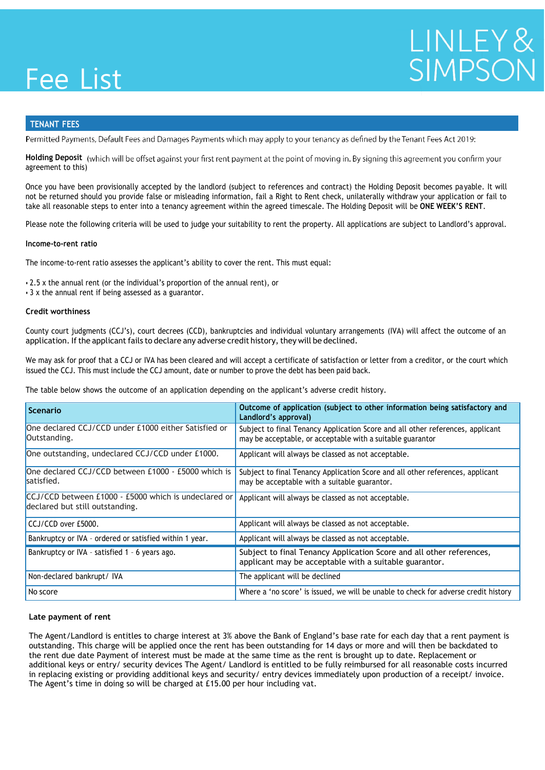# Fee List

LINLEY & SIMPSON

## TENANT FEES

Permitted Payments, Default Fees and Damages Payments which may apply to your tenancy as defined by the Tenant Fees Act 2019:

**Holding Deposit** (which will be offset against your first rent payment at the point of moving in. By signing this agreement you confirm your agreement to this)

Once you have been provisionally accepted by the landlord (subject to references and contract) the Holding Deposit becomes payable. It will not be returned should you provide false or misleading information, fail a Right to Rent check, unilaterally withdraw your application or fail to take all reasonable steps to enter into a tenancy agreement within the agreed timescale. The Holding Deposit will be **ONE WEEK'S RENT**.

Please note the following criteria will be used to judge your suitability to rent the property. All applications are subject to Landlord's approval.

### Income-to-rent ratio

The income-to-rent ratio assesses the applicant's ability to cover the rent. This must equal:

- 2.5 x the annual rent (or the individual's proportion of the annual rent), or
- 3 x the annual rent if being assessed as a guarantor.

### Credit worthiness

County court judgments (CCJ's), court decrees (CCD), bankruptcies and individual voluntary arrangements (IVA) will affect the outcome of an application. If the applicant fails to declare any adverse credit history, they will be declined.

We may ask for proof that a CCJ or IVA has been cleared and will accept a certificate of satisfaction or letter from a creditor, or the court which issued the CCJ. This must include the CCJ amount, date or number to prove the debt has been paid back.

The table below shows the outcome of an application depending on the applicant's adverse credit history.

| Scenario | Outcome of application (subject to other information being satisfactory and Landlord's approval) |
|---|---|
| One declared CCJ/CCD under £1000 either Satisfied or Outstanding. | Subject to final Tenancy Application Score and all other references, applicant may be acceptable, or acceptable with a suitable guarantor |
| One outstanding, undeclared CCJ/CCD under £1000. | Applicant will always be classed as not acceptable. |
| One declared CCJ/CCD between £1000 - £5000 which is satisfied. | Subject to final Tenancy Application Score and all other references, applicant may be acceptable with a suitable guarantor. |
| CCJ/CCD between £1000 - £5000 which is undeclared or declared but still outstanding. | Applicant will always be classed as not acceptable. |
| CCJ/CCD over £5000. | Applicant will always be classed as not acceptable. |
| Bankruptcy or IVA - ordered or satisfied within 1 year. | Applicant will always be classed as not acceptable. |
| Bankruptcy or IVA - satisfied 1 - 6 years ago. | Subject to final Tenancy Application Score and all other references, applicant may be acceptable with a suitable guarantor. |
| Non-declared bankrupt/ IVA | The applicant will be declined |
| No score | Where a 'no score' is issued, we will be unable to check for adverse credit history |

### Late payment of rent

The Agent/Landlord is entitles to charge interest at 3% above the Bank of England's base rate for each day that a rent payment is outstanding. This charge will be applied once the rent has been outstanding for 14 days or more and will then be backdated to the rent due date Payment of interest must be made at the same time as the rent is brought up to date. Replacement or additional keys or entry/ security devices The Agent/ Landlord is entitled to be fully reimbursed for all reasonable costs incurred in replacing existing or providing additional keys and security/ entry devices immediately upon production of a receipt/ invoice. The Agent's time in doing so will be charged at £15.00 per hour including vat.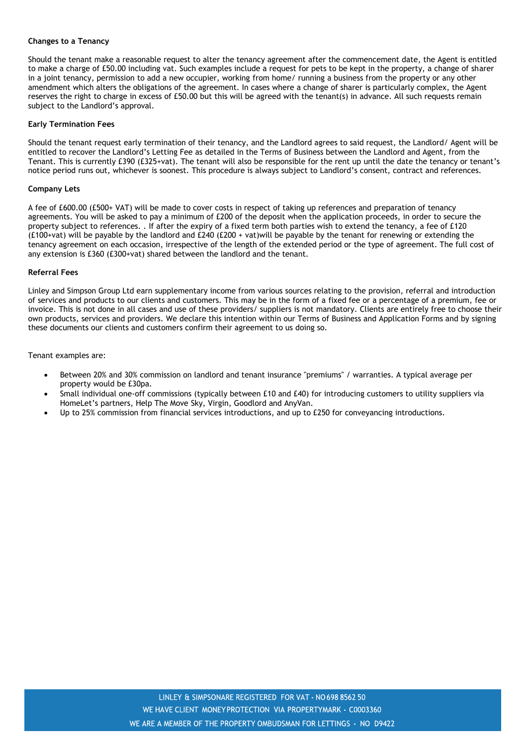### Changes to a Tenancy

Should the tenant make a reasonable request to alter the tenancy agreement after the commencement date, the Agent is entitled to make a charge of £50.00 including vat. Such examples include a request for pets to be kept in the property, a change of sharer in a joint tenancy, permission to add a new occupier, working from home/ running a business from the property or any other amendment which alters the obligations of the agreement. In cases where a change of sharer is particularly complex, the Agent reserves the right to charge in excess of £50.00 but this will be agreed with the tenant(s) in advance. All such requests remain subject to the Landlord's approval.

### Early Termination Fees

Should the tenant request early termination of their tenancy, and the Landlord agrees to said request, the Landlord/ Agent will be entitled to recover the Landlord's Letting Fee as detailed in the Terms of Business between the Landlord and Agent, from the Tenant. This is currently £390 (£325+vat). The tenant will also be responsible for the rent up until the date the tenancy or tenant's notice period runs out, whichever is soonest. This procedure is always subject to Landlord's consent, contract and references.

### Company Lets

A fee of £600.00 (£500+ VAT) will be made to cover costs in respect of taking up references and preparation of tenancy agreements. You will be asked to pay a minimum of £200 of the deposit when the application proceeds, in order to secure the property subject to references. . If after the expiry of a fixed term both parties wish to extend the tenancy, a fee of £120 (£100+vat) will be payable by the landlord and £240 (£200 + vat)will be payable by the tenant for renewing or extending the tenancy agreement on each occasion, irrespective of the length of the extended period or the type of agreement. The full cost of any extension is £360 (£300+vat) shared between the landlord and the tenant.

### Referral Fees

Linley and Simpson Group Ltd earn supplementary income from various sources relating to the provision, referral and introduction of services and products to our clients and customers. This may be in the form of a fixed fee or a percentage of a premium, fee or invoice. This is not done in all cases and use of these providers/ suppliers is not mandatory. Clients are entirely free to choose their own products, services and providers. We declare this intention within our Terms of Business and Application Forms and by signing these documents our clients and customers confirm their agreement to us doing so.

Tenant examples are:

- Between 20% and 30% commission on landlord and tenant insurance "premiums" / warranties. A typical average per property would be £30pa.
- Small individual one-off commissions (typically between £10 and £40) for introducing customers to utility suppliers via HomeLet's partners, Help The Move Sky, Virgin, Goodlord and AnyVan.
- Up to 25% commission from financial services introductions, and up to £250 for conveyancing introductions.

LINLEY & SIMPSONARE REGISTERED FOR VAT - NO 698 8562 50
WE HAVE CLIENT MONEY PROTECTION VIA PROPERTYMARK - C0003360
WE ARE A MEMBER OF THE PROPERTY OMBUDSMAN FOR LETTINGS - NO D9422